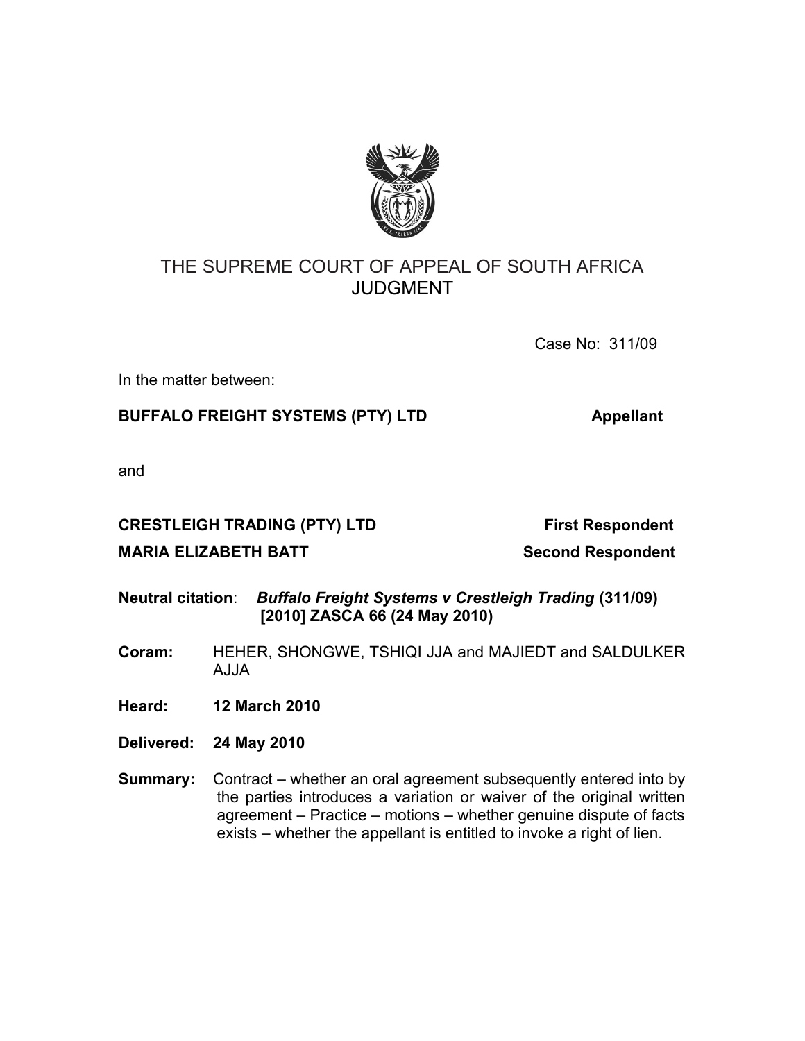# THE SUPREME COURT OF APPEAL OF SOUTH AFRICA
# JUDGMENT

Case No: 311/09

In the matter between:

**BUFFALO FREIGHT SYSTEMS (PTY) LTD** **Appellant**

and

**CRESTLEIGH TRADING (PTY) LTD** **First Respondent**

**MARIA ELIZABETH BATT** **Second Respondent**

**Neutral citation**: ***Buffalo Freight Systems v Crestleigh Trading* (311/09) [2010] ZASCA 66 (24 May 2010)**

**Coram:** HEHER, SHONGWE, TSHIQI JJA and MAJIEDT and SALDULKER AJJA

**Heard:** **12 March 2010**

**Delivered:** **24 May 2010**

**Summary:** Contract – whether an oral agreement subsequently entered into by the parties introduces a variation or waiver of the original written agreement – Practice – motions – whether genuine dispute of facts exists – whether the appellant is entitled to invoke a right of lien.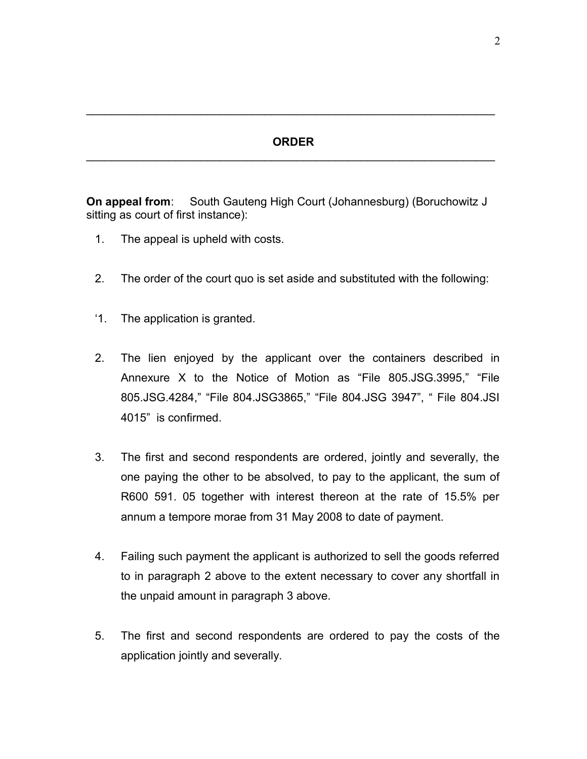## ORDER

**On appeal from**: South Gauteng High Court (Johannesburg) (Boruchowitz J sitting as court of first instance):

1. The appeal is upheld with costs.

2. The order of the court quo is set aside and substituted with the following:

‘1. The application is granted.

2. The lien enjoyed by the applicant over the containers described in Annexure X to the Notice of Motion as “File 805.JSG.3995,” “File 805.JSG.4284,” “File 804.JSG3865,” “File 804.JSG 3947”, “ File 804.JSI 4015” is confirmed.

3. The first and second respondents are ordered, jointly and severally, the one paying the other to be absolved, to pay to the applicant, the sum of R600 591. 05 together with interest thereon at the rate of 15.5% per annum a tempore morae from 31 May 2008 to date of payment.

4. Failing such payment the applicant is authorized to sell the goods referred to in paragraph 2 above to the extent necessary to cover any shortfall in the unpaid amount in paragraph 3 above.

5. The first and second respondents are ordered to pay the costs of the application jointly and severally.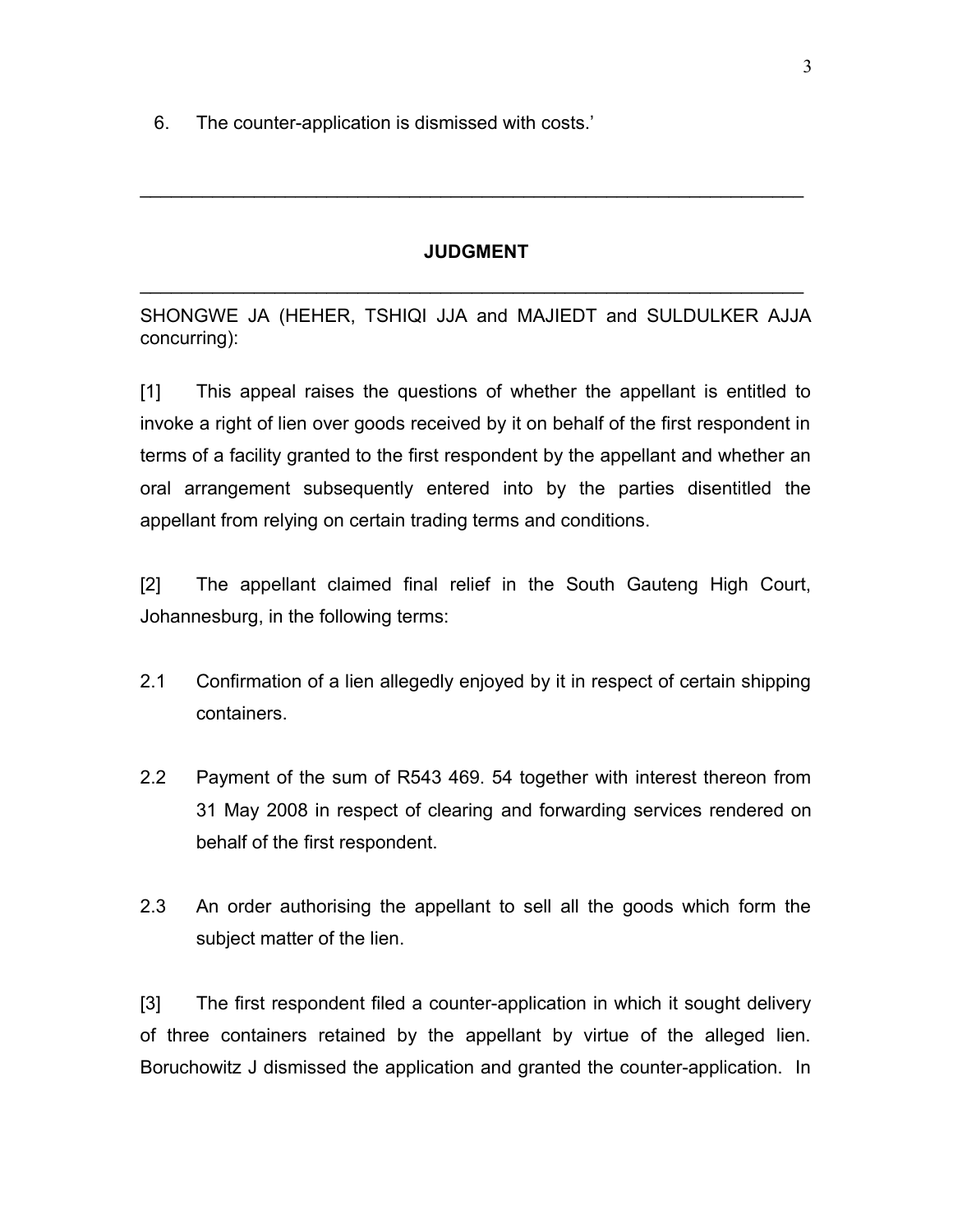6. The counter-application is dismissed with costs.'

---

**JUDGMENT**

---

SHONGWE JA (HEHER, TSHIQI JJA and MAJIEDT and SULDULKER AJJA concurring):

[1] This appeal raises the questions of whether the appellant is entitled to invoke a right of lien over goods received by it on behalf of the first respondent in terms of a facility granted to the first respondent by the appellant and whether an oral arrangement subsequently entered into by the parties disentitled the appellant from relying on certain trading terms and conditions.

[2] The appellant claimed final relief in the South Gauteng High Court, Johannesburg, in the following terms:

2.1 Confirmation of a lien allegedly enjoyed by it in respect of certain shipping containers.

2.2 Payment of the sum of R543 469. 54 together with interest thereon from 31 May 2008 in respect of clearing and forwarding services rendered on behalf of the first respondent.

2.3 An order authorising the appellant to sell all the goods which form the subject matter of the lien.

[3] The first respondent filed a counter-application in which it sought delivery of three containers retained by the appellant by virtue of the alleged lien. Boruchowitz J dismissed the application and granted the counter-application. In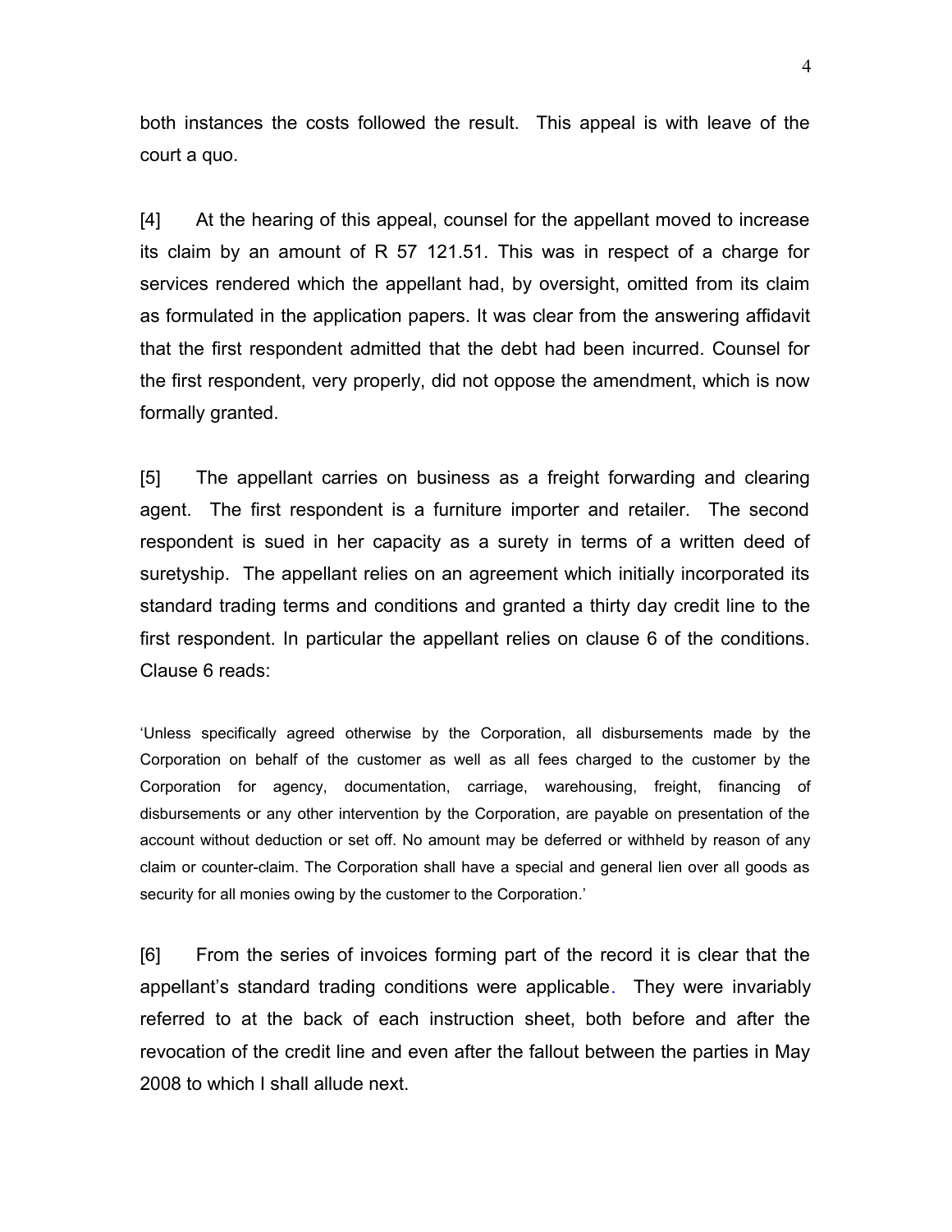both instances the costs followed the result. This appeal is with leave of the court a quo.

[4] At the hearing of this appeal, counsel for the appellant moved to increase its claim by an amount of R 57 121.51. This was in respect of a charge for services rendered which the appellant had, by oversight, omitted from its claim as formulated in the application papers. It was clear from the answering affidavit that the first respondent admitted that the debt had been incurred. Counsel for the first respondent, very properly, did not oppose the amendment, which is now formally granted.

[5] The appellant carries on business as a freight forwarding and clearing agent. The first respondent is a furniture importer and retailer. The second respondent is sued in her capacity as a surety in terms of a written deed of suretyship. The appellant relies on an agreement which initially incorporated its standard trading terms and conditions and granted a thirty day credit line to the first respondent. In particular the appellant relies on clause 6 of the conditions. Clause 6 reads:

> 'Unless specifically agreed otherwise by the Corporation, all disbursements made by the Corporation on behalf of the customer as well as all fees charged to the customer by the Corporation for agency, documentation, carriage, warehousing, freight, financing of disbursements or any other intervention by the Corporation, are payable on presentation of the account without deduction or set off. No amount may be deferred or withheld by reason of any claim or counter-claim. The Corporation shall have a special and general lien over all goods as security for all monies owing by the customer to the Corporation.'

[6] From the series of invoices forming part of the record it is clear that the appellant's standard trading conditions were applicable. They were invariably referred to at the back of each instruction sheet, both before and after the revocation of the credit line and even after the fallout between the parties in May 2008 to which I shall allude next.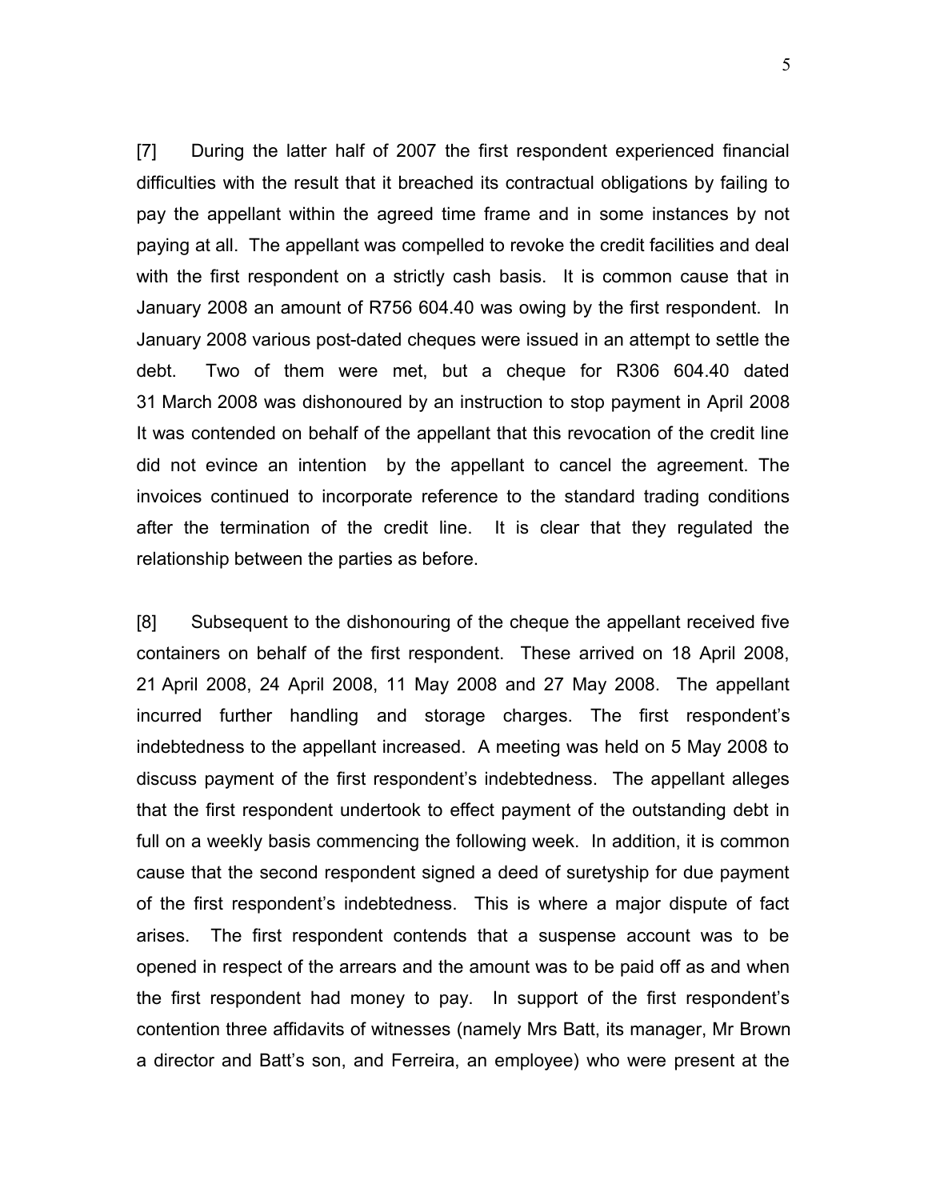[7] During the latter half of 2007 the first respondent experienced financial difficulties with the result that it breached its contractual obligations by failing to pay the appellant within the agreed time frame and in some instances by not paying at all. The appellant was compelled to revoke the credit facilities and deal with the first respondent on a strictly cash basis. It is common cause that in January 2008 an amount of R756 604.40 was owing by the first respondent. In January 2008 various post-dated cheques were issued in an attempt to settle the debt. Two of them were met, but a cheque for R306 604.40 dated 31 March 2008 was dishonoured by an instruction to stop payment in April 2008 It was contended on behalf of the appellant that this revocation of the credit line did not evince an intention by the appellant to cancel the agreement. The invoices continued to incorporate reference to the standard trading conditions after the termination of the credit line. It is clear that they regulated the relationship between the parties as before.

[8] Subsequent to the dishonouring of the cheque the appellant received five containers on behalf of the first respondent. These arrived on 18 April 2008, 21 April 2008, 24 April 2008, 11 May 2008 and 27 May 2008. The appellant incurred further handling and storage charges. The first respondent's indebtedness to the appellant increased. A meeting was held on 5 May 2008 to discuss payment of the first respondent's indebtedness. The appellant alleges that the first respondent undertook to effect payment of the outstanding debt in full on a weekly basis commencing the following week. In addition, it is common cause that the second respondent signed a deed of suretyship for due payment of the first respondent's indebtedness. This is where a major dispute of fact arises. The first respondent contends that a suspense account was to be opened in respect of the arrears and the amount was to be paid off as and when the first respondent had money to pay. In support of the first respondent's contention three affidavits of witnesses (namely Mrs Batt, its manager, Mr Brown a director and Batt's son, and Ferreira, an employee) who were present at the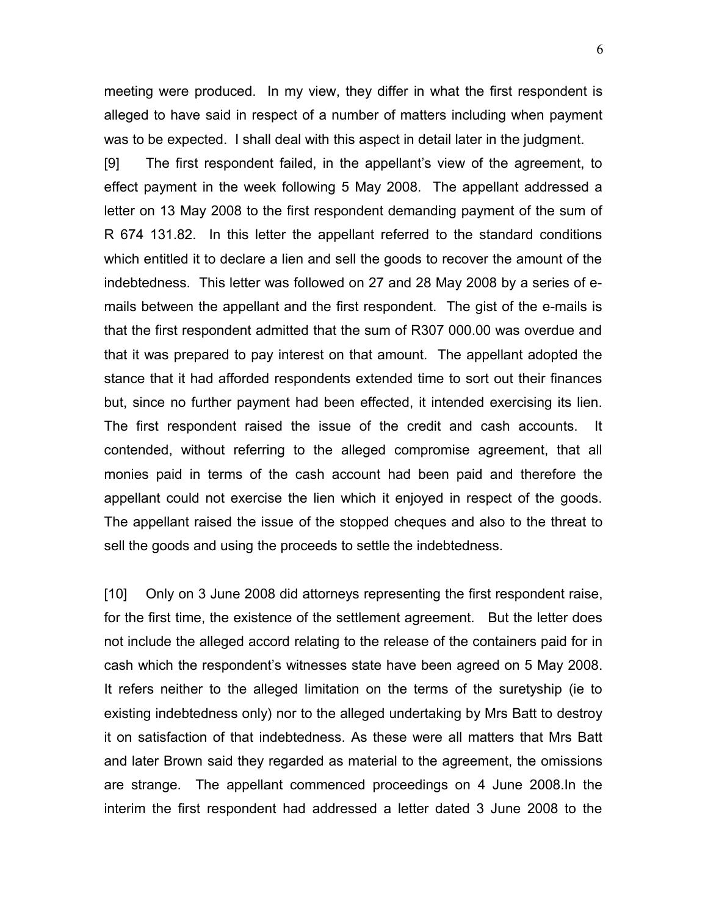meeting were produced. In my view, they differ in what the first respondent is alleged to have said in respect of a number of matters including when payment was to be expected. I shall deal with this aspect in detail later in the judgment.

[9] The first respondent failed, in the appellant's view of the agreement, to effect payment in the week following 5 May 2008. The appellant addressed a letter on 13 May 2008 to the first respondent demanding payment of the sum of R 674 131.82. In this letter the appellant referred to the standard conditions which entitled it to declare a lien and sell the goods to recover the amount of the indebtedness. This letter was followed on 27 and 28 May 2008 by a series of e-mails between the appellant and the first respondent. The gist of the e-mails is that the first respondent admitted that the sum of R307 000.00 was overdue and that it was prepared to pay interest on that amount. The appellant adopted the stance that it had afforded respondents extended time to sort out their finances but, since no further payment had been effected, it intended exercising its lien. The first respondent raised the issue of the credit and cash accounts. It contended, without referring to the alleged compromise agreement, that all monies paid in terms of the cash account had been paid and therefore the appellant could not exercise the lien which it enjoyed in respect of the goods. The appellant raised the issue of the stopped cheques and also to the threat to sell the goods and using the proceeds to settle the indebtedness.

[10] Only on 3 June 2008 did attorneys representing the first respondent raise, for the first time, the existence of the settlement agreement. But the letter does not include the alleged accord relating to the release of the containers paid for in cash which the respondent's witnesses state have been agreed on 5 May 2008. It refers neither to the alleged limitation on the terms of the suretyship (ie to existing indebtedness only) nor to the alleged undertaking by Mrs Batt to destroy it on satisfaction of that indebtedness. As these were all matters that Mrs Batt and later Brown said they regarded as material to the agreement, the omissions are strange. The appellant commenced proceedings on 4 June 2008.In the interim the first respondent had addressed a letter dated 3 June 2008 to the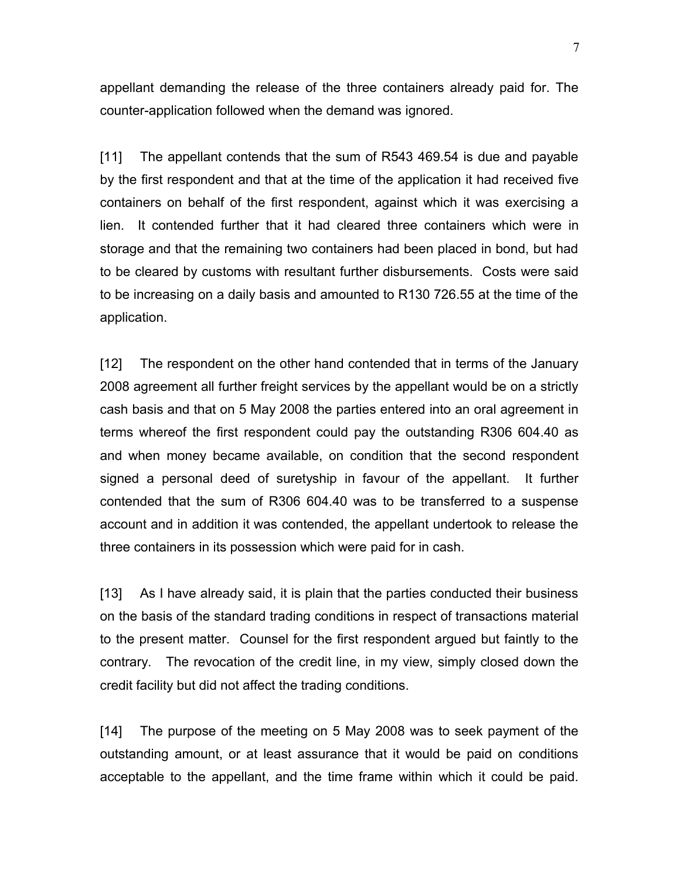appellant demanding the release of the three containers already paid for. The counter-application followed when the demand was ignored.

[11] The appellant contends that the sum of R543 469.54 is due and payable by the first respondent and that at the time of the application it had received five containers on behalf of the first respondent, against which it was exercising a lien. It contended further that it had cleared three containers which were in storage and that the remaining two containers had been placed in bond, but had to be cleared by customs with resultant further disbursements. Costs were said to be increasing on a daily basis and amounted to R130 726.55 at the time of the application.

[12] The respondent on the other hand contended that in terms of the January 2008 agreement all further freight services by the appellant would be on a strictly cash basis and that on 5 May 2008 the parties entered into an oral agreement in terms whereof the first respondent could pay the outstanding R306 604.40 as and when money became available, on condition that the second respondent signed a personal deed of suretyship in favour of the appellant. It further contended that the sum of R306 604.40 was to be transferred to a suspense account and in addition it was contended, the appellant undertook to release the three containers in its possession which were paid for in cash.

[13] As I have already said, it is plain that the parties conducted their business on the basis of the standard trading conditions in respect of transactions material to the present matter. Counsel for the first respondent argued but faintly to the contrary. The revocation of the credit line, in my view, simply closed down the credit facility but did not affect the trading conditions.

[14] The purpose of the meeting on 5 May 2008 was to seek payment of the outstanding amount, or at least assurance that it would be paid on conditions acceptable to the appellant, and the time frame within which it could be paid.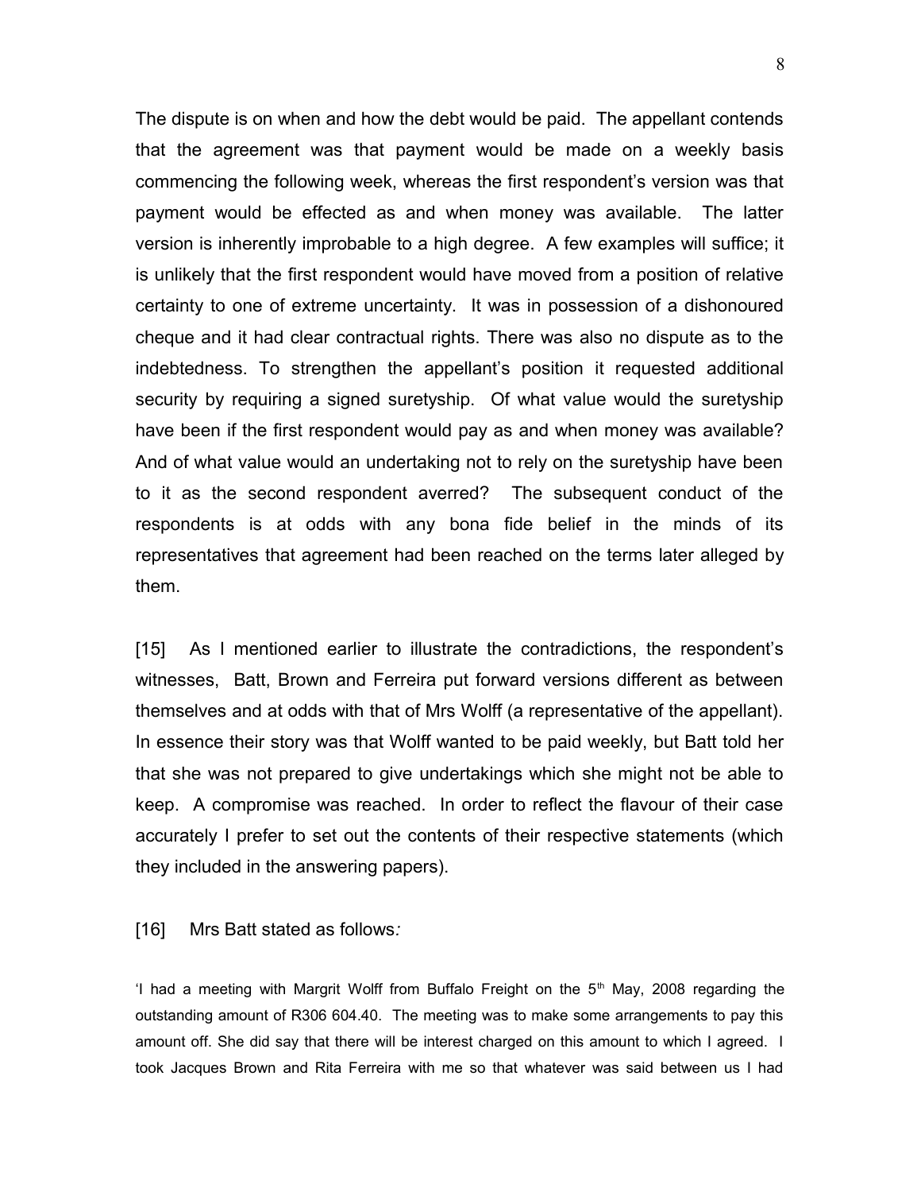The dispute is on when and how the debt would be paid. The appellant contends that the agreement was that payment would be made on a weekly basis commencing the following week, whereas the first respondent's version was that payment would be effected as and when money was available. The latter version is inherently improbable to a high degree. A few examples will suffice; it is unlikely that the first respondent would have moved from a position of relative certainty to one of extreme uncertainty. It was in possession of a dishonoured cheque and it had clear contractual rights. There was also no dispute as to the indebtedness. To strengthen the appellant's position it requested additional security by requiring a signed suretyship. Of what value would the suretyship have been if the first respondent would pay as and when money was available? And of what value would an undertaking not to rely on the suretyship have been to it as the second respondent averred? The subsequent conduct of the respondents is at odds with any bona fide belief in the minds of its representatives that agreement had been reached on the terms later alleged by them.

[15] As I mentioned earlier to illustrate the contradictions, the respondent's witnesses, Batt, Brown and Ferreira put forward versions different as between themselves and at odds with that of Mrs Wolff (a representative of the appellant). In essence their story was that Wolff wanted to be paid weekly, but Batt told her that she was not prepared to give undertakings which she might not be able to keep. A compromise was reached. In order to reflect the flavour of their case accurately I prefer to set out the contents of their respective statements (which they included in the answering papers).

[16] Mrs Batt stated as follows*:*

'I had a meeting with Margrit Wolff from Buffalo Freight on the 5th May, 2008 regarding the outstanding amount of R306 604.40. The meeting was to make some arrangements to pay this amount off. She did say that there will be interest charged on this amount to which I agreed. I took Jacques Brown and Rita Ferreira with me so that whatever was said between us I had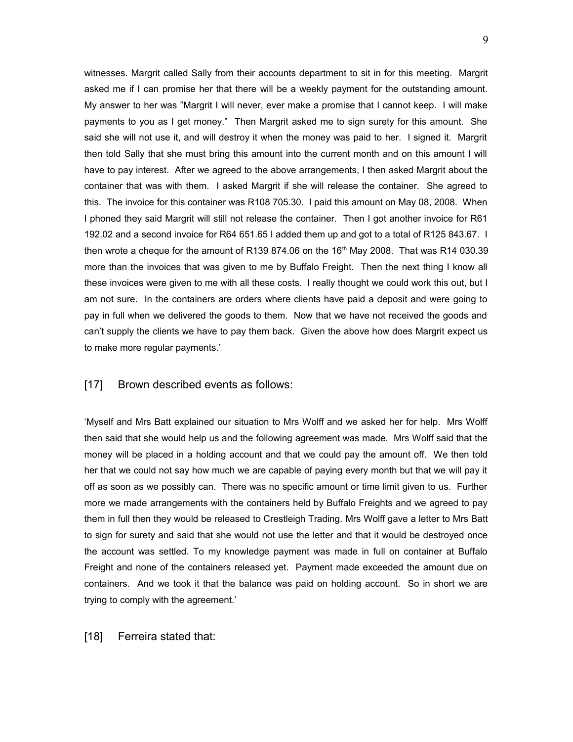witnesses. Margrit called Sally from their accounts department to sit in for this meeting. Margrit asked me if I can promise her that there will be a weekly payment for the outstanding amount. My answer to her was "Margrit I will never, ever make a promise that I cannot keep. I will make payments to you as I get money." Then Margrit asked me to sign surety for this amount. She said she will not use it, and will destroy it when the money was paid to her. I signed it. Margrit then told Sally that she must bring this amount into the current month and on this amount I will have to pay interest. After we agreed to the above arrangements, I then asked Margrit about the container that was with them. I asked Margrit if she will release the container. She agreed to this. The invoice for this container was R108 705.30. I paid this amount on May 08, 2008. When I phoned they said Margrit will still not release the container. Then I got another invoice for R61 192.02 and a second invoice for R64 651.65 I added them up and got to a total of R125 843.67. I then wrote a cheque for the amount of R139 874.06 on the 16th May 2008. That was R14 030.39 more than the invoices that was given to me by Buffalo Freight. Then the next thing I know all these invoices were given to me with all these costs. I really thought we could work this out, but I am not sure. In the containers are orders where clients have paid a deposit and were going to pay in full when we delivered the goods to them. Now that we have not received the goods and can't supply the clients we have to pay them back. Given the above how does Margrit expect us to make more regular payments.'

[17] Brown described events as follows:

'Myself and Mrs Batt explained our situation to Mrs Wolff and we asked her for help. Mrs Wolff then said that she would help us and the following agreement was made. Mrs Wolff said that the money will be placed in a holding account and that we could pay the amount off. We then told her that we could not say how much we are capable of paying every month but that we will pay it off as soon as we possibly can. There was no specific amount or time limit given to us. Further more we made arrangements with the containers held by Buffalo Freights and we agreed to pay them in full then they would be released to Crestleigh Trading. Mrs Wolff gave a letter to Mrs Batt to sign for surety and said that she would not use the letter and that it would be destroyed once the account was settled. To my knowledge payment was made in full on container at Buffalo Freight and none of the containers released yet. Payment made exceeded the amount due on containers. And we took it that the balance was paid on holding account. So in short we are trying to comply with the agreement.'

[18] Ferreira stated that: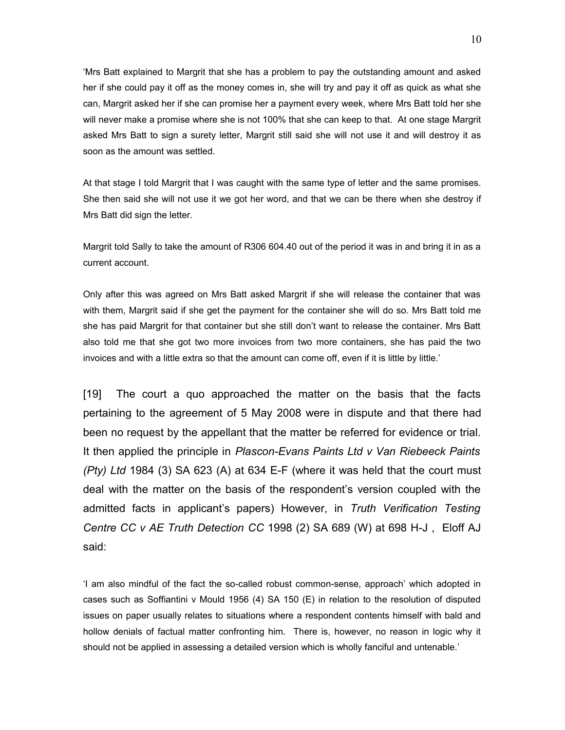'Mrs Batt explained to Margrit that she has a problem to pay the outstanding amount and asked her if she could pay it off as the money comes in, she will try and pay it off as quick as what she can, Margrit asked her if she can promise her a payment every week, where Mrs Batt told her she will never make a promise where she is not 100% that she can keep to that. At one stage Margrit asked Mrs Batt to sign a surety letter, Margrit still said she will not use it and will destroy it as soon as the amount was settled.

At that stage I told Margrit that I was caught with the same type of letter and the same promises. She then said she will not use it we got her word, and that we can be there when she destroy if Mrs Batt did sign the letter.

Margrit told Sally to take the amount of R306 604.40 out of the period it was in and bring it in as a current account.

Only after this was agreed on Mrs Batt asked Margrit if she will release the container that was with them, Margrit said if she get the payment for the container she will do so. Mrs Batt told me she has paid Margrit for that container but she still don't want to release the container. Mrs Batt also told me that she got two more invoices from two more containers, she has paid the two invoices and with a little extra so that the amount can come off, even if it is little by little.'

[19] The court a quo approached the matter on the basis that the facts pertaining to the agreement of 5 May 2008 were in dispute and that there had been no request by the appellant that the matter be referred for evidence or trial. It then applied the principle in *Plascon-Evans Paints Ltd v Van Riebeeck Paints (Pty) Ltd* 1984 (3) SA 623 (A) at 634 E-F (where it was held that the court must deal with the matter on the basis of the respondent's version coupled with the admitted facts in applicant's papers) However, in *Truth Verification Testing Centre CC v AE Truth Detection CC* 1998 (2) SA 689 (W) at 698 H-J , Eloff AJ said:

'I am also mindful of the fact the so-called robust common-sense, approach' which adopted in cases such as Soffiantini v Mould 1956 (4) SA 150 (E) in relation to the resolution of disputed issues on paper usually relates to situations where a respondent contents himself with bald and hollow denials of factual matter confronting him. There is, however, no reason in logic why it should not be applied in assessing a detailed version which is wholly fanciful and untenable.'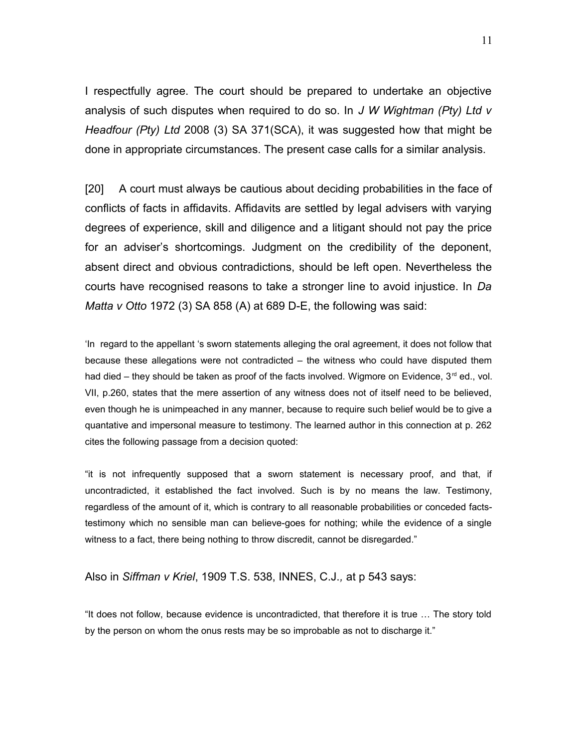I respectfully agree. The court should be prepared to undertake an objective analysis of such disputes when required to do so. In *J W Wightman (Pty) Ltd v Headfour (Pty) Ltd* 2008 (3) SA 371(SCA), it was suggested how that might be done in appropriate circumstances. The present case calls for a similar analysis.

[20] A court must always be cautious about deciding probabilities in the face of conflicts of facts in affidavits. Affidavits are settled by legal advisers with varying degrees of experience, skill and diligence and a litigant should not pay the price for an adviser's shortcomings. Judgment on the credibility of the deponent, absent direct and obvious contradictions, should be left open. Nevertheless the courts have recognised reasons to take a stronger line to avoid injustice. In *Da Matta v Otto* 1972 (3) SA 858 (A) at 689 D-E, the following was said:

'In regard to the appellant 's sworn statements alleging the oral agreement, it does not follow that because these allegations were not contradicted – the witness who could have disputed them had died – they should be taken as proof of the facts involved. Wigmore on Evidence, 3rd ed., vol. VII, p.260, states that the mere assertion of any witness does not of itself need to be believed, even though he is unimpeached in any manner, because to require such belief would be to give a quantative and impersonal measure to testimony. The learned author in this connection at p. 262 cites the following passage from a decision quoted:

"it is not infrequently supposed that a sworn statement is necessary proof, and that, if uncontradicted, it established the fact involved. Such is by no means the law. Testimony, regardless of the amount of it, which is contrary to all reasonable probabilities or conceded facts-testimony which no sensible man can believe-goes for nothing; while the evidence of a single witness to a fact, there being nothing to throw discredit, cannot be disregarded."

Also in *Siffman v Kriel*, 1909 T.S. 538, INNES, C.J., at p 543 says:

"It does not follow, because evidence is uncontradicted, that therefore it is true … The story told by the person on whom the onus rests may be so improbable as not to discharge it."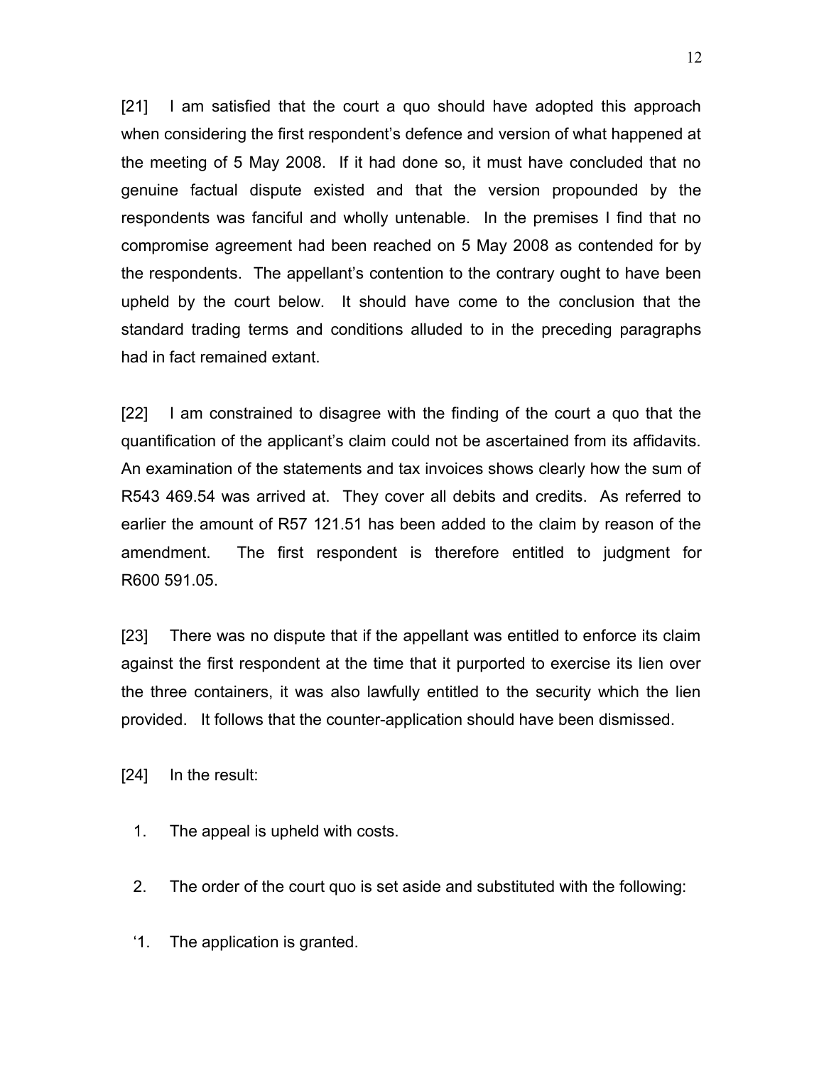[21] I am satisfied that the court a quo should have adopted this approach when considering the first respondent's defence and version of what happened at the meeting of 5 May 2008. If it had done so, it must have concluded that no genuine factual dispute existed and that the version propounded by the respondents was fanciful and wholly untenable. In the premises I find that no compromise agreement had been reached on 5 May 2008 as contended for by the respondents. The appellant's contention to the contrary ought to have been upheld by the court below. It should have come to the conclusion that the standard trading terms and conditions alluded to in the preceding paragraphs had in fact remained extant.

[22] I am constrained to disagree with the finding of the court a quo that the quantification of the applicant's claim could not be ascertained from its affidavits. An examination of the statements and tax invoices shows clearly how the sum of R543 469.54 was arrived at. They cover all debits and credits. As referred to earlier the amount of R57 121.51 has been added to the claim by reason of the amendment. The first respondent is therefore entitled to judgment for R600 591.05.

[23] There was no dispute that if the appellant was entitled to enforce its claim against the first respondent at the time that it purported to exercise its lien over the three containers, it was also lawfully entitled to the security which the lien provided. It follows that the counter-application should have been dismissed.

[24] In the result:

1. The appeal is upheld with costs.

2. The order of the court quo is set aside and substituted with the following:

'1. The application is granted.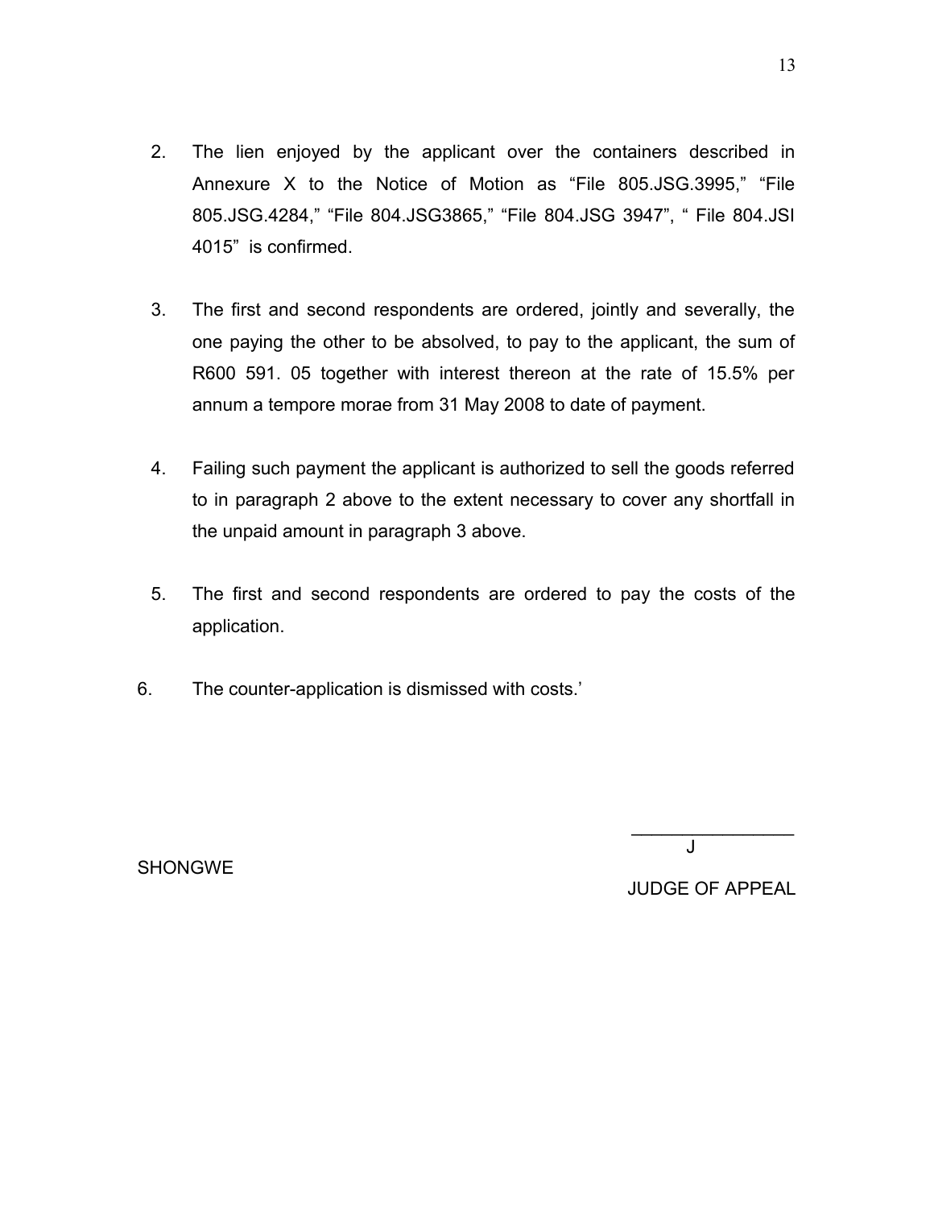2. The lien enjoyed by the applicant over the containers described in Annexure X to the Notice of Motion as “File 805.JSG.3995,” “File 805.JSG.4284,” “File 804.JSG3865,” “File 804.JSG 3947”, “ File 804.JSI 4015” is confirmed.

3. The first and second respondents are ordered, jointly and severally, the one paying the other to be absolved, to pay to the applicant, the sum of R600 591. 05 together with interest thereon at the rate of 15.5% per annum a tempore morae from 31 May 2008 to date of payment.

4. Failing such payment the applicant is authorized to sell the goods referred to in paragraph 2 above to the extent necessary to cover any shortfall in the unpaid amount in paragraph 3 above.

5. The first and second respondents are ordered to pay the costs of the application.

6. The counter-application is dismissed with costs.’

_________________

J

SHONGWE

JUDGE OF APPEAL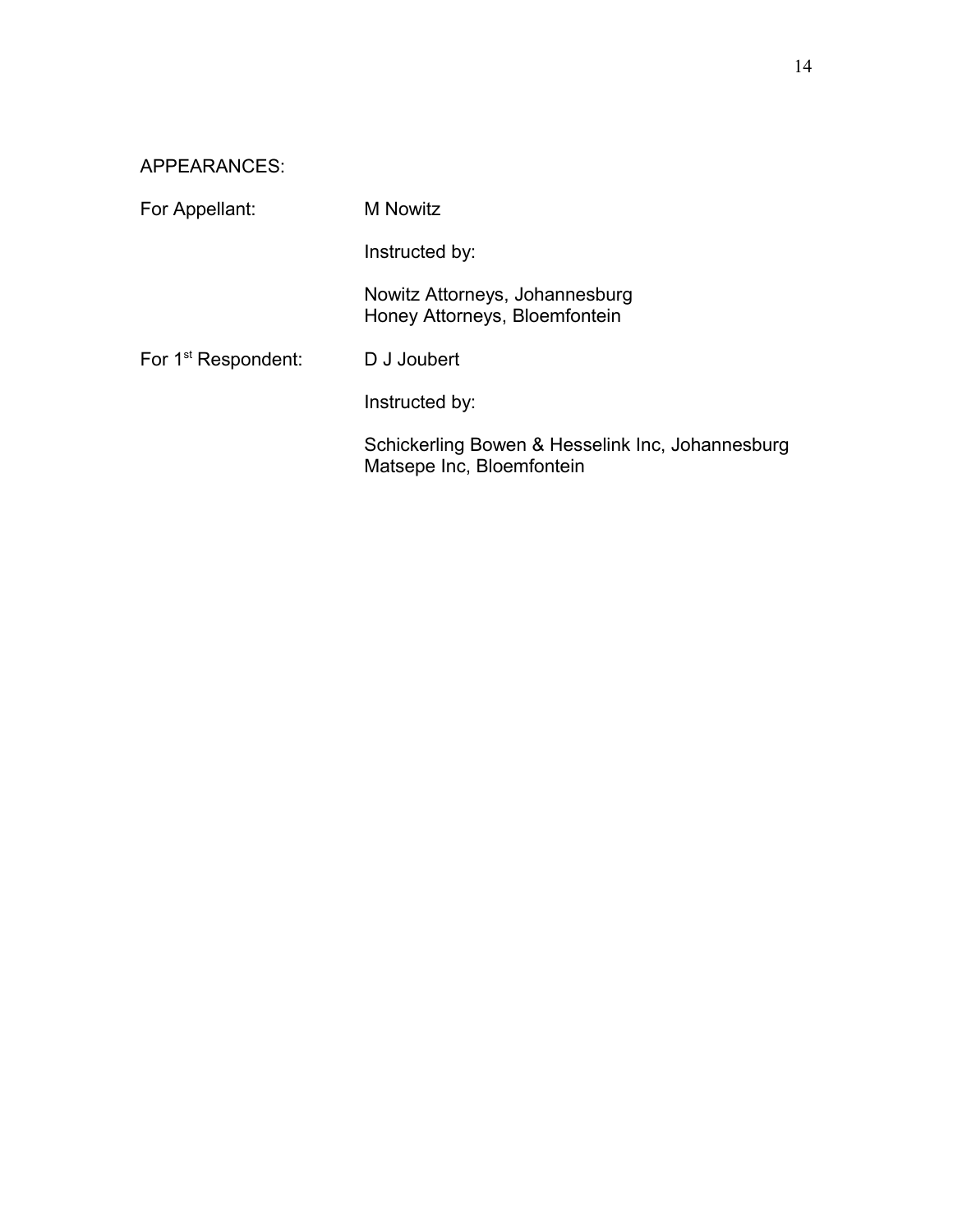APPEARANCES:

| | |
|---|---|
| For Appellant: | M Nowitz |
| | Instructed by: |
| | Nowitz Attorneys, Johannesburg<br>Honey Attorneys, Bloemfontein |
| For 1st Respondent: | D J Joubert |
| | Instructed by: |
| | Schickerling Bowen & Hesselink Inc, Johannesburg<br>Matsepe Inc, Bloemfontein |